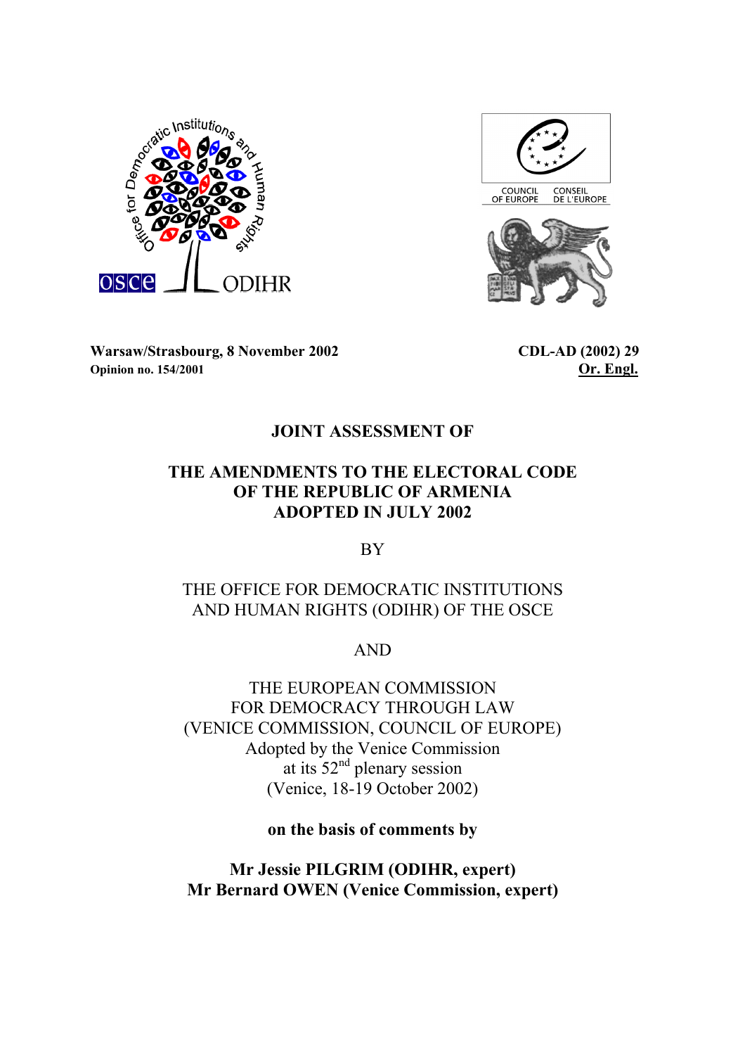Warsaw/Strasbourg, 8 November 2002
**Opinion no. 154/2001**

**CDL-AD (2002) 29**
**Or. Engl.**

# JOINT ASSESSMENT OF

# THE AMENDMENTS TO THE ELECTORAL CODE OF THE REPUBLIC OF ARMENIA ADOPTED IN JULY 2002

BY

THE OFFICE FOR DEMOCRATIC INSTITUTIONS AND HUMAN RIGHTS (ODIHR) OF THE OSCE

AND

THE EUROPEAN COMMISSION FOR DEMOCRACY THROUGH LAW (VENICE COMMISSION, COUNCIL OF EUROPE)
Adopted by the Venice Commission at its 52nd plenary session
(Venice, 18-19 October 2002)

**on the basis of comments by**

**Mr Jessie PILGRIM (ODIHR, expert)**
**Mr Bernard OWEN (Venice Commission, expert)**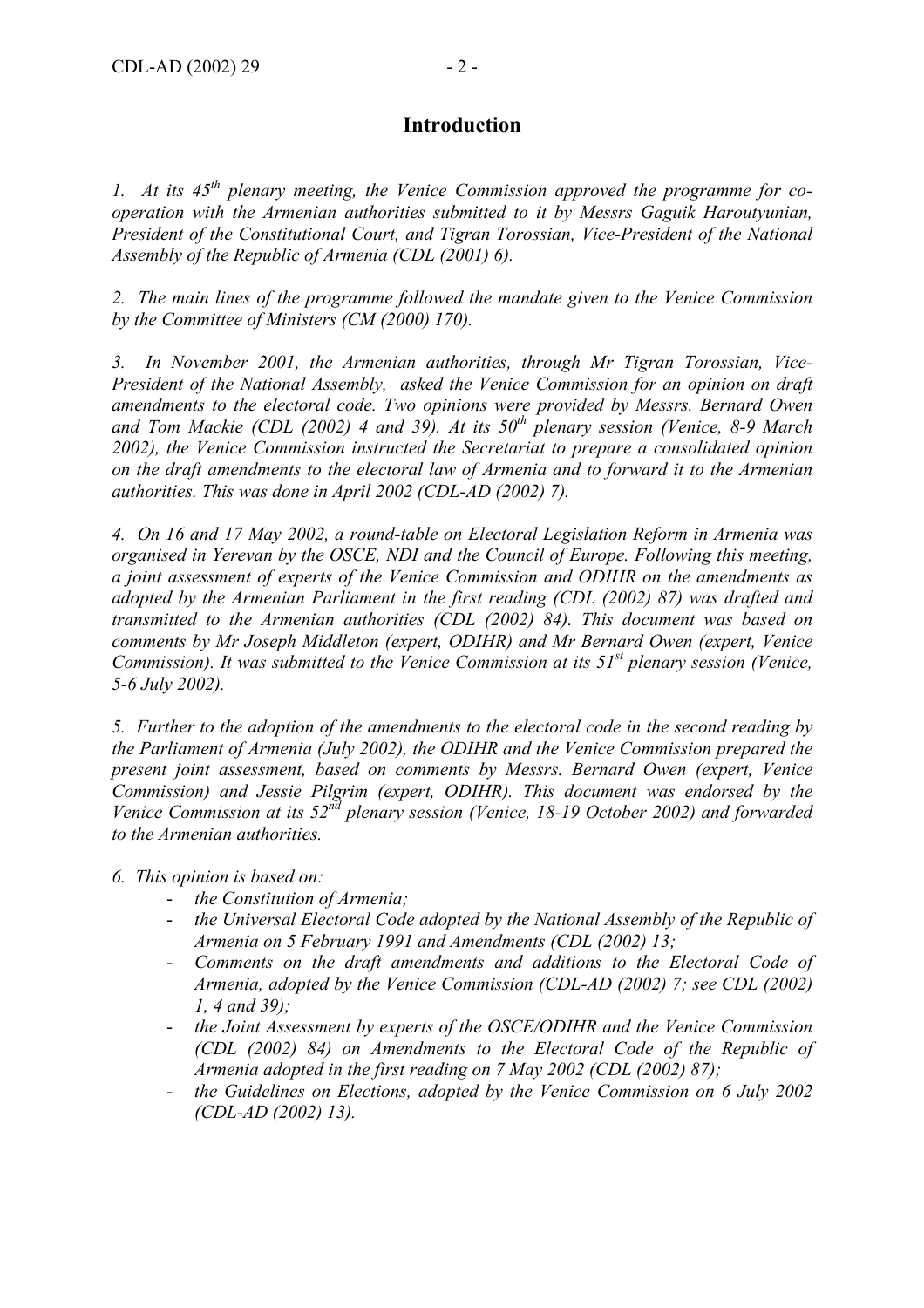## Introduction

*1. At its 45th plenary meeting, the Venice Commission approved the programme for co-operation with the Armenian authorities submitted to it by Messrs Gaguik Haroutyunian, President of the Constitutional Court, and Tigran Torossian, Vice-President of the National Assembly of the Republic of Armenia (CDL (2001) 6).*

*2. The main lines of the programme followed the mandate given to the Venice Commission by the Committee of Ministers (CM (2000) 170).*

*3. In November 2001, the Armenian authorities, through Mr Tigran Torossian, Vice-President of the National Assembly, asked the Venice Commission for an opinion on draft amendments to the electoral code. Two opinions were provided by Messrs. Bernard Owen and Tom Mackie (CDL (2002) 4 and 39). At its 50th plenary session (Venice, 8-9 March 2002), the Venice Commission instructed the Secretariat to prepare a consolidated opinion on the draft amendments to the electoral law of Armenia and to forward it to the Armenian authorities. This was done in April 2002 (CDL-AD (2002) 7).*

*4. On 16 and 17 May 2002, a round-table on Electoral Legislation Reform in Armenia was organised in Yerevan by the OSCE, NDI and the Council of Europe. Following this meeting, a joint assessment of experts of the Venice Commission and ODIHR on the amendments as adopted by the Armenian Parliament in the first reading (CDL (2002) 87) was drafted and transmitted to the Armenian authorities (CDL (2002) 84). This document was based on comments by Mr Joseph Middleton (expert, ODIHR) and Mr Bernard Owen (expert, Venice Commission). It was submitted to the Venice Commission at its 51st plenary session (Venice, 5-6 July 2002).*

*5. Further to the adoption of the amendments to the electoral code in the second reading by the Parliament of Armenia (July 2002), the ODIHR and the Venice Commission prepared the present joint assessment, based on comments by Messrs. Bernard Owen (expert, Venice Commission) and Jessie Pilgrim (expert, ODIHR). This document was endorsed by the Venice Commission at its 52nd plenary session (Venice, 18-19 October 2002) and forwarded to the Armenian authorities.*

*6. This opinion is based on:*

- *the Constitution of Armenia;*
- *the Universal Electoral Code adopted by the National Assembly of the Republic of Armenia on 5 February 1991 and Amendments (CDL (2002) 13;*
- *Comments on the draft amendments and additions to the Electoral Code of Armenia, adopted by the Venice Commission (CDL-AD (2002) 7; see CDL (2002) 1, 4 and 39);*
- *the Joint Assessment by experts of the OSCE/ODIHR and the Venice Commission (CDL (2002) 84) on Amendments to the Electoral Code of the Republic of Armenia adopted in the first reading on 7 May 2002 (CDL (2002) 87);*
- *the Guidelines on Elections, adopted by the Venice Commission on 6 July 2002 (CDL-AD (2002) 13).*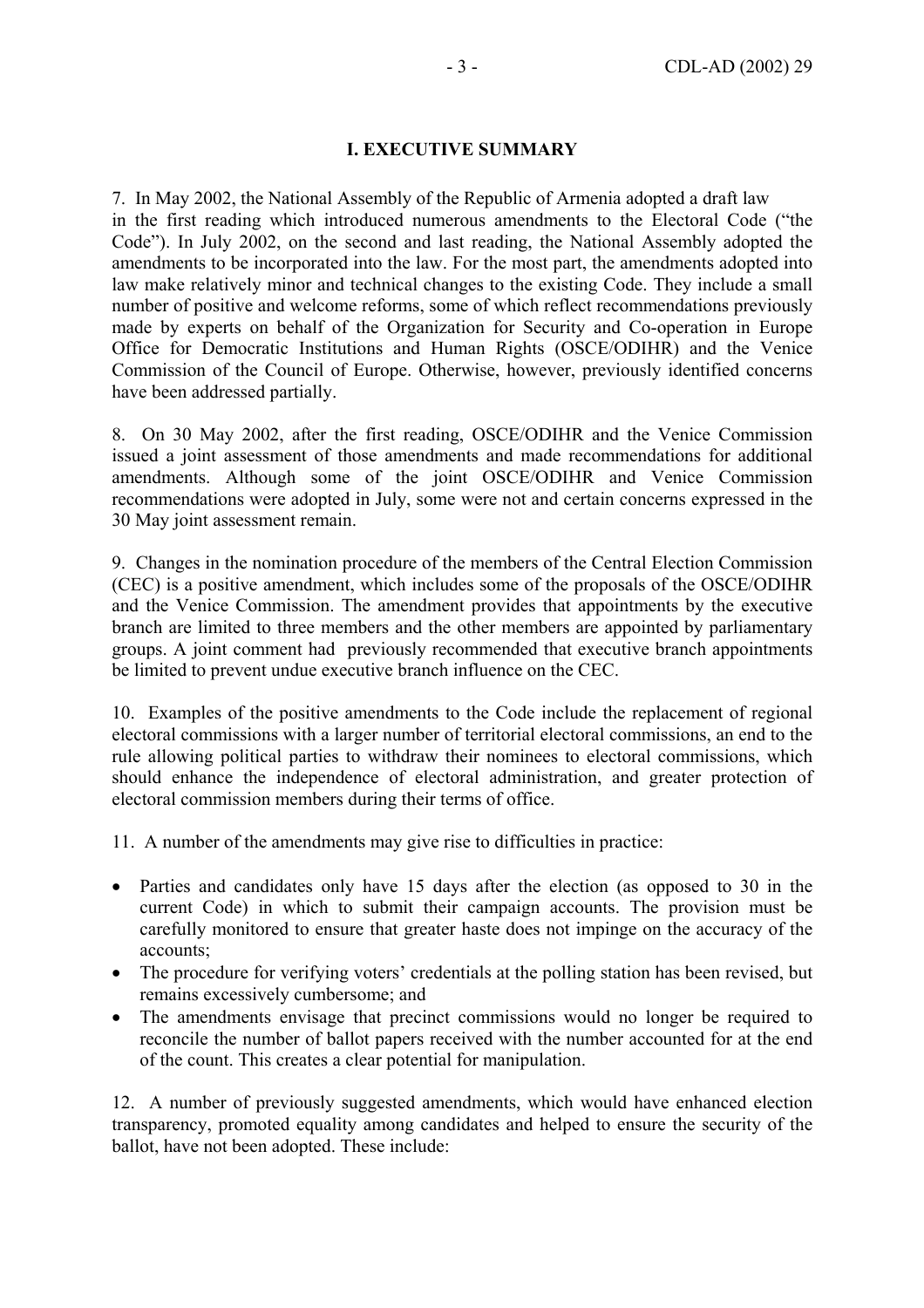## I. EXECUTIVE SUMMARY

7. In May 2002, the National Assembly of the Republic of Armenia adopted a draft law in the first reading which introduced numerous amendments to the Electoral Code ("the Code"). In July 2002, on the second and last reading, the National Assembly adopted the amendments to be incorporated into the law. For the most part, the amendments adopted into law make relatively minor and technical changes to the existing Code. They include a small number of positive and welcome reforms, some of which reflect recommendations previously made by experts on behalf of the Organization for Security and Co-operation in Europe Office for Democratic Institutions and Human Rights (OSCE/ODIHR) and the Venice Commission of the Council of Europe. Otherwise, however, previously identified concerns have been addressed partially.

8. On 30 May 2002, after the first reading, OSCE/ODIHR and the Venice Commission issued a joint assessment of those amendments and made recommendations for additional amendments. Although some of the joint OSCE/ODIHR and Venice Commission recommendations were adopted in July, some were not and certain concerns expressed in the 30 May joint assessment remain.

9. Changes in the nomination procedure of the members of the Central Election Commission (CEC) is a positive amendment, which includes some of the proposals of the OSCE/ODIHR and the Venice Commission. The amendment provides that appointments by the executive branch are limited to three members and the other members are appointed by parliamentary groups. A joint comment had previously recommended that executive branch appointments be limited to prevent undue executive branch influence on the CEC.

10. Examples of the positive amendments to the Code include the replacement of regional electoral commissions with a larger number of territorial electoral commissions, an end to the rule allowing political parties to withdraw their nominees to electoral commissions, which should enhance the independence of electoral administration, and greater protection of electoral commission members during their terms of office.

11. A number of the amendments may give rise to difficulties in practice:

- Parties and candidates only have 15 days after the election (as opposed to 30 in the current Code) in which to submit their campaign accounts. The provision must be carefully monitored to ensure that greater haste does not impinge on the accuracy of the accounts;
- The procedure for verifying voters' credentials at the polling station has been revised, but remains excessively cumbersome; and
- The amendments envisage that precinct commissions would no longer be required to reconcile the number of ballot papers received with the number accounted for at the end of the count. This creates a clear potential for manipulation.

12. A number of previously suggested amendments, which would have enhanced election transparency, promoted equality among candidates and helped to ensure the security of the ballot, have not been adopted. These include: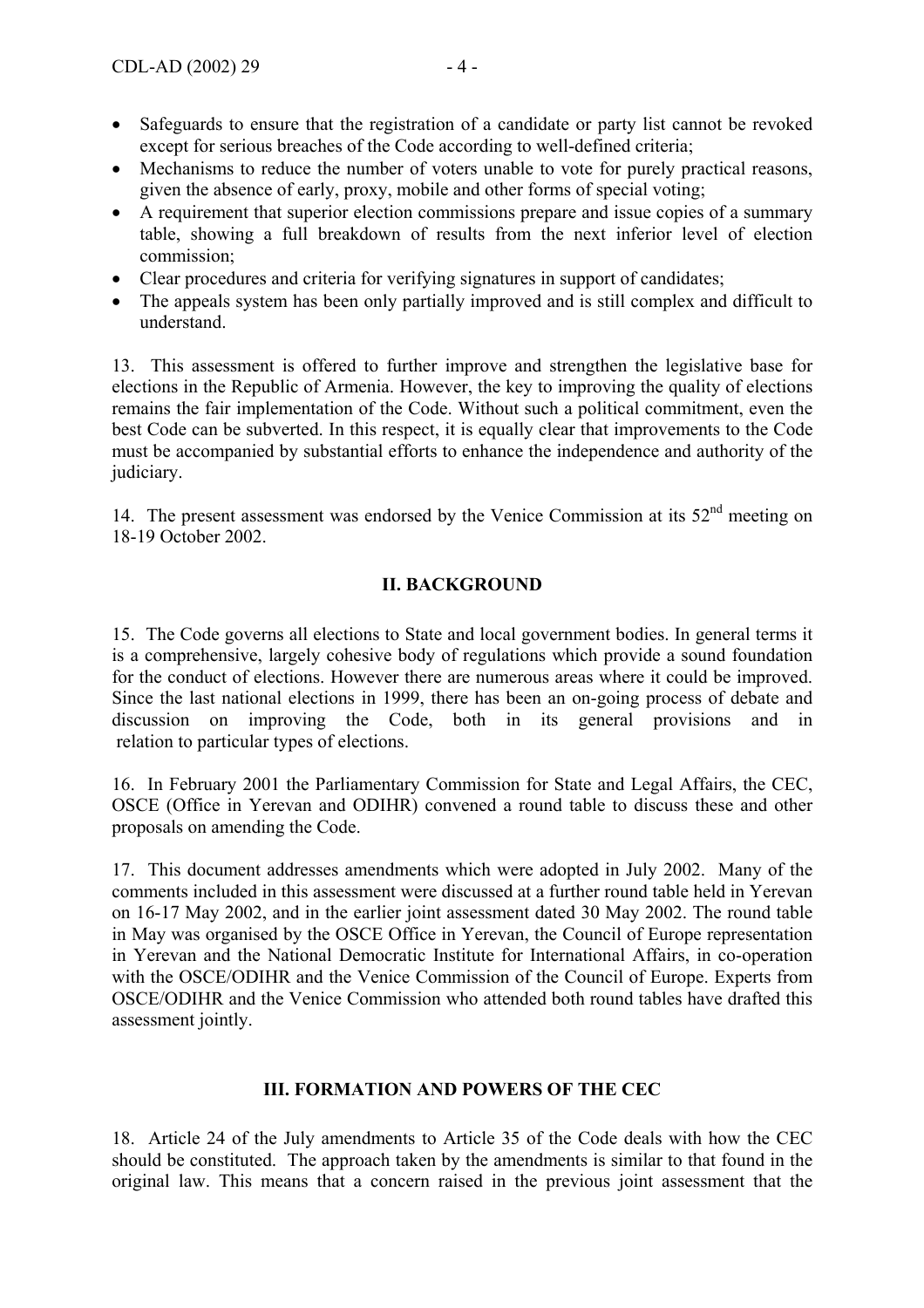- Safeguards to ensure that the registration of a candidate or party list cannot be revoked except for serious breaches of the Code according to well-defined criteria;
- Mechanisms to reduce the number of voters unable to vote for purely practical reasons, given the absence of early, proxy, mobile and other forms of special voting;
- A requirement that superior election commissions prepare and issue copies of a summary table, showing a full breakdown of results from the next inferior level of election commission;
- Clear procedures and criteria for verifying signatures in support of candidates;
- The appeals system has been only partially improved and is still complex and difficult to understand.

13. This assessment is offered to further improve and strengthen the legislative base for elections in the Republic of Armenia. However, the key to improving the quality of elections remains the fair implementation of the Code. Without such a political commitment, even the best Code can be subverted. In this respect, it is equally clear that improvements to the Code must be accompanied by substantial efforts to enhance the independence and authority of the judiciary.

14. The present assessment was endorsed by the Venice Commission at its 52nd meeting on 18-19 October 2002.

## II. BACKGROUND

15. The Code governs all elections to State and local government bodies. In general terms it is a comprehensive, largely cohesive body of regulations which provide a sound foundation for the conduct of elections. However there are numerous areas where it could be improved. Since the last national elections in 1999, there has been an on-going process of debate and discussion on improving the Code, both in its general provisions and in relation to particular types of elections.

16. In February 2001 the Parliamentary Commission for State and Legal Affairs, the CEC, OSCE (Office in Yerevan and ODIHR) convened a round table to discuss these and other proposals on amending the Code.

17. This document addresses amendments which were adopted in July 2002. Many of the comments included in this assessment were discussed at a further round table held in Yerevan on 16-17 May 2002, and in the earlier joint assessment dated 30 May 2002. The round table in May was organised by the OSCE Office in Yerevan, the Council of Europe representation in Yerevan and the National Democratic Institute for International Affairs, in co-operation with the OSCE/ODIHR and the Venice Commission of the Council of Europe. Experts from OSCE/ODIHR and the Venice Commission who attended both round tables have drafted this assessment jointly.

## III. FORMATION AND POWERS OF THE CEC

18. Article 24 of the July amendments to Article 35 of the Code deals with how the CEC should be constituted. The approach taken by the amendments is similar to that found in the original law. This means that a concern raised in the previous joint assessment that the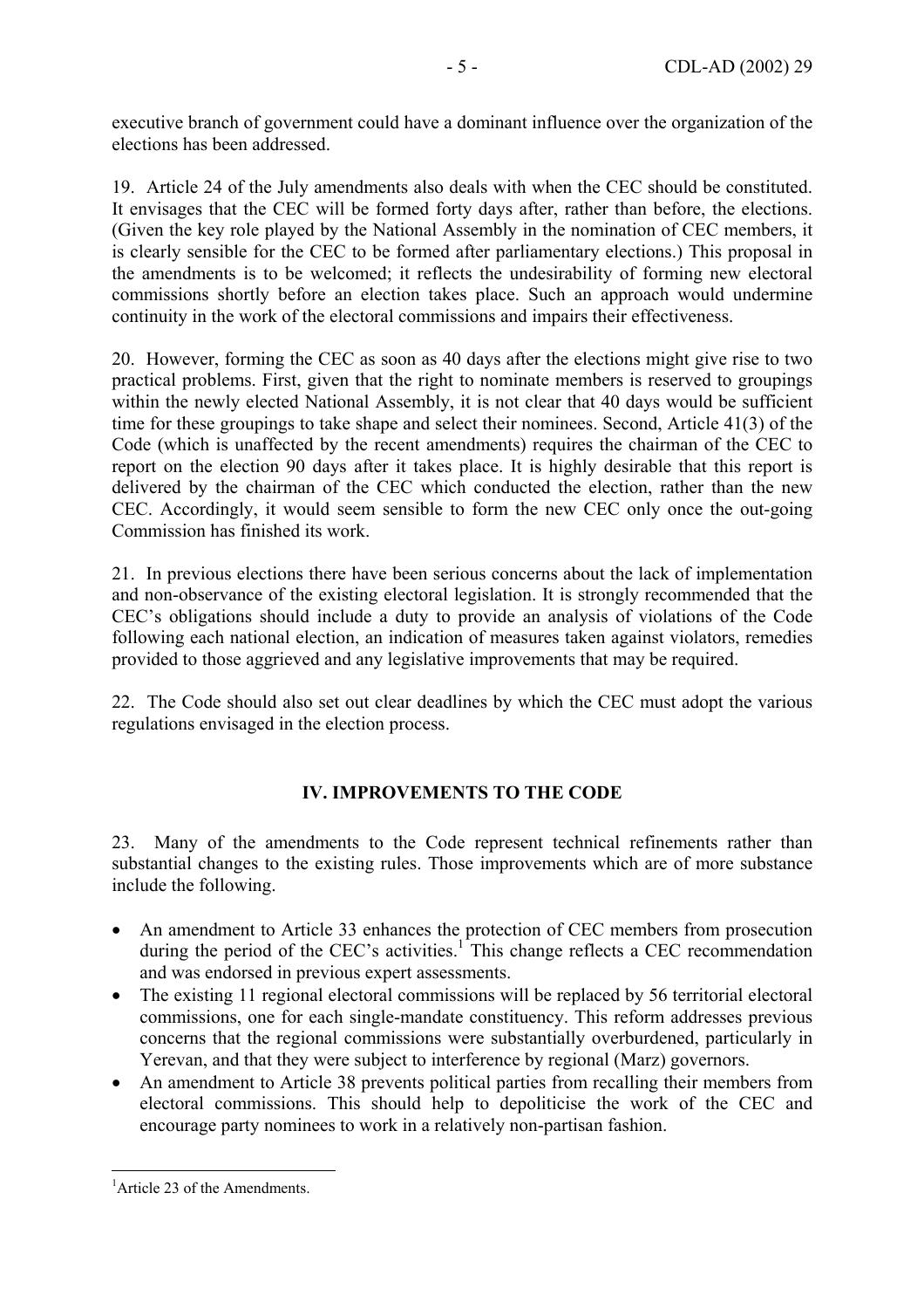executive branch of government could have a dominant influence over the organization of the elections has been addressed.

19. Article 24 of the July amendments also deals with when the CEC should be constituted. It envisages that the CEC will be formed forty days after, rather than before, the elections. (Given the key role played by the National Assembly in the nomination of CEC members, it is clearly sensible for the CEC to be formed after parliamentary elections.) This proposal in the amendments is to be welcomed; it reflects the undesirability of forming new electoral commissions shortly before an election takes place. Such an approach would undermine continuity in the work of the electoral commissions and impairs their effectiveness.

20. However, forming the CEC as soon as 40 days after the elections might give rise to two practical problems. First, given that the right to nominate members is reserved to groupings within the newly elected National Assembly, it is not clear that 40 days would be sufficient time for these groupings to take shape and select their nominees. Second, Article 41(3) of the Code (which is unaffected by the recent amendments) requires the chairman of the CEC to report on the election 90 days after it takes place. It is highly desirable that this report is delivered by the chairman of the CEC which conducted the election, rather than the new CEC. Accordingly, it would seem sensible to form the new CEC only once the out-going Commission has finished its work.

21. In previous elections there have been serious concerns about the lack of implementation and non-observance of the existing electoral legislation. It is strongly recommended that the CEC's obligations should include a duty to provide an analysis of violations of the Code following each national election, an indication of measures taken against violators, remedies provided to those aggrieved and any legislative improvements that may be required.

22. The Code should also set out clear deadlines by which the CEC must adopt the various regulations envisaged in the election process.

## IV. IMPROVEMENTS TO THE CODE

23. Many of the amendments to the Code represent technical refinements rather than substantial changes to the existing rules. Those improvements which are of more substance include the following.

- An amendment to Article 33 enhances the protection of CEC members from prosecution during the period of the CEC's activities.[1] This change reflects a CEC recommendation and was endorsed in previous expert assessments.
- The existing 11 regional electoral commissions will be replaced by 56 territorial electoral commissions, one for each single-mandate constituency. This reform addresses previous concerns that the regional commissions were substantially overburdened, particularly in Yerevan, and that they were subject to interference by regional (Marz) governors.
- An amendment to Article 38 prevents political parties from recalling their members from electoral commissions. This should help to depoliticise the work of the CEC and encourage party nominees to work in a relatively non-partisan fashion.

[1] Article 23 of the Amendments.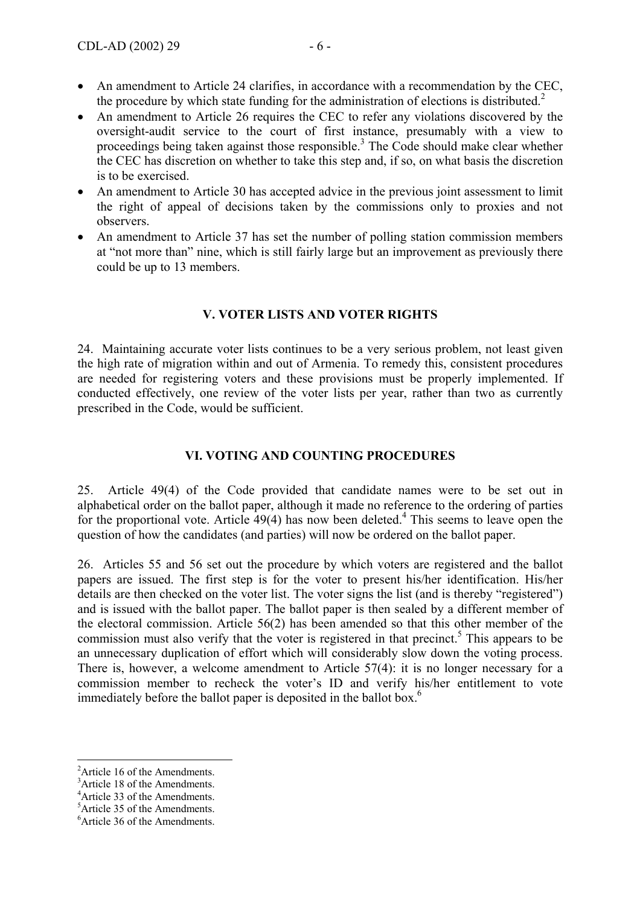- An amendment to Article 24 clarifies, in accordance with a recommendation by the CEC, the procedure by which state funding for the administration of elections is distributed.[2]
- An amendment to Article 26 requires the CEC to refer any violations discovered by the oversight-audit service to the court of first instance, presumably with a view to proceedings being taken against those responsible.[3] The Code should make clear whether the CEC has discretion on whether to take this step and, if so, on what basis the discretion is to be exercised.
- An amendment to Article 30 has accepted advice in the previous joint assessment to limit the right of appeal of decisions taken by the commissions only to proxies and not observers.
- An amendment to Article 37 has set the number of polling station commission members at "not more than" nine, which is still fairly large but an improvement as previously there could be up to 13 members.

## V. VOTER LISTS AND VOTER RIGHTS

24. Maintaining accurate voter lists continues to be a very serious problem, not least given the high rate of migration within and out of Armenia. To remedy this, consistent procedures are needed for registering voters and these provisions must be properly implemented. If conducted effectively, one review of the voter lists per year, rather than two as currently prescribed in the Code, would be sufficient.

## VI. VOTING AND COUNTING PROCEDURES

25. Article 49(4) of the Code provided that candidate names were to be set out in alphabetical order on the ballot paper, although it made no reference to the ordering of parties for the proportional vote. Article 49(4) has now been deleted.[4] This seems to leave open the question of how the candidates (and parties) will now be ordered on the ballot paper.

26. Articles 55 and 56 set out the procedure by which voters are registered and the ballot papers are issued. The first step is for the voter to present his/her identification. His/her details are then checked on the voter list. The voter signs the list (and is thereby "registered") and is issued with the ballot paper. The ballot paper is then sealed by a different member of the electoral commission. Article 56(2) has been amended so that this other member of the commission must also verify that the voter is registered in that precinct.[5] This appears to be an unnecessary duplication of effort which will considerably slow down the voting process. There is, however, a welcome amendment to Article 57(4): it is no longer necessary for a commission member to recheck the voter's ID and verify his/her entitlement to vote immediately before the ballot paper is deposited in the ballot box.[6]

---

[2] Article 16 of the Amendments.
[3] Article 18 of the Amendments.
[4] Article 33 of the Amendments.
[5] Article 35 of the Amendments.
[6] Article 36 of the Amendments.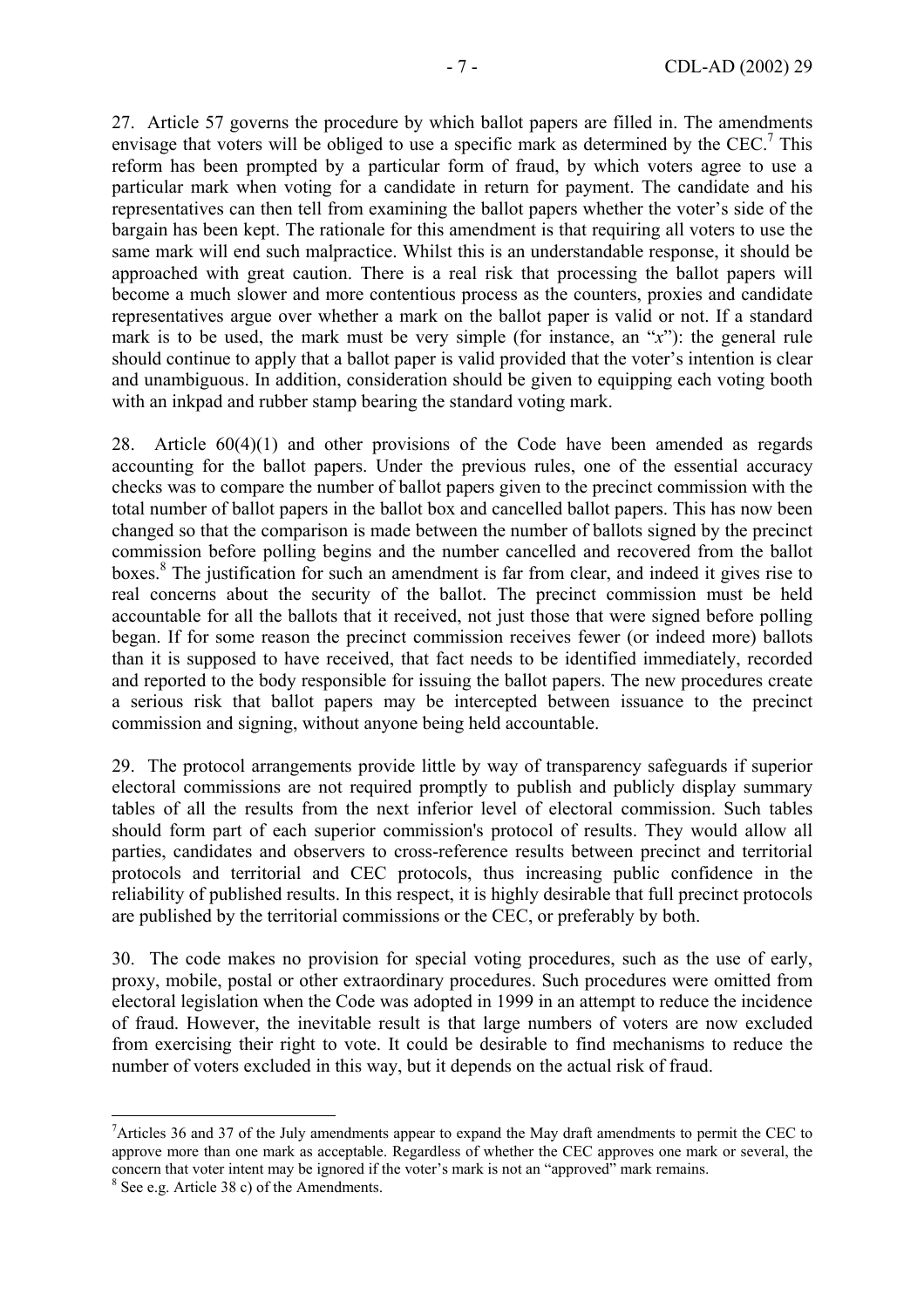27. Article 57 governs the procedure by which ballot papers are filled in. The amendments envisage that voters will be obliged to use a specific mark as determined by the CEC.[7] This reform has been prompted by a particular form of fraud, by which voters agree to use a particular mark when voting for a candidate in return for payment. The candidate and his representatives can then tell from examining the ballot papers whether the voter's side of the bargain has been kept. The rationale for this amendment is that requiring all voters to use the same mark will end such malpractice. Whilst this is an understandable response, it should be approached with great caution. There is a real risk that processing the ballot papers will become a much slower and more contentious process as the counters, proxies and candidate representatives argue over whether a mark on the ballot paper is valid or not. If a standard mark is to be used, the mark must be very simple (for instance, an "*x*"): the general rule should continue to apply that a ballot paper is valid provided that the voter's intention is clear and unambiguous. In addition, consideration should be given to equipping each voting booth with an inkpad and rubber stamp bearing the standard voting mark.

28. Article 60(4)(1) and other provisions of the Code have been amended as regards accounting for the ballot papers. Under the previous rules, one of the essential accuracy checks was to compare the number of ballot papers given to the precinct commission with the total number of ballot papers in the ballot box and cancelled ballot papers. This has now been changed so that the comparison is made between the number of ballots signed by the precinct commission before polling begins and the number cancelled and recovered from the ballot boxes.[8] The justification for such an amendment is far from clear, and indeed it gives rise to real concerns about the security of the ballot. The precinct commission must be held accountable for all the ballots that it received, not just those that were signed before polling began. If for some reason the precinct commission receives fewer (or indeed more) ballots than it is supposed to have received, that fact needs to be identified immediately, recorded and reported to the body responsible for issuing the ballot papers. The new procedures create a serious risk that ballot papers may be intercepted between issuance to the precinct commission and signing, without anyone being held accountable.

29. The protocol arrangements provide little by way of transparency safeguards if superior electoral commissions are not required promptly to publish and publicly display summary tables of all the results from the next inferior level of electoral commission. Such tables should form part of each superior commission's protocol of results. They would allow all parties, candidates and observers to cross-reference results between precinct and territorial protocols and territorial and CEC protocols, thus increasing public confidence in the reliability of published results. In this respect, it is highly desirable that full precinct protocols are published by the territorial commissions or the CEC, or preferably by both.

30. The code makes no provision for special voting procedures, such as the use of early, proxy, mobile, postal or other extraordinary procedures. Such procedures were omitted from electoral legislation when the Code was adopted in 1999 in an attempt to reduce the incidence of fraud. However, the inevitable result is that large numbers of voters are now excluded from exercising their right to vote. It could be desirable to find mechanisms to reduce the number of voters excluded in this way, but it depends on the actual risk of fraud.

---

[7] Articles 36 and 37 of the July amendments appear to expand the May draft amendments to permit the CEC to approve more than one mark as acceptable. Regardless of whether the CEC approves one mark or several, the concern that voter intent may be ignored if the voter's mark is not an "approved" mark remains.

[8] See e.g. Article 38 c) of the Amendments.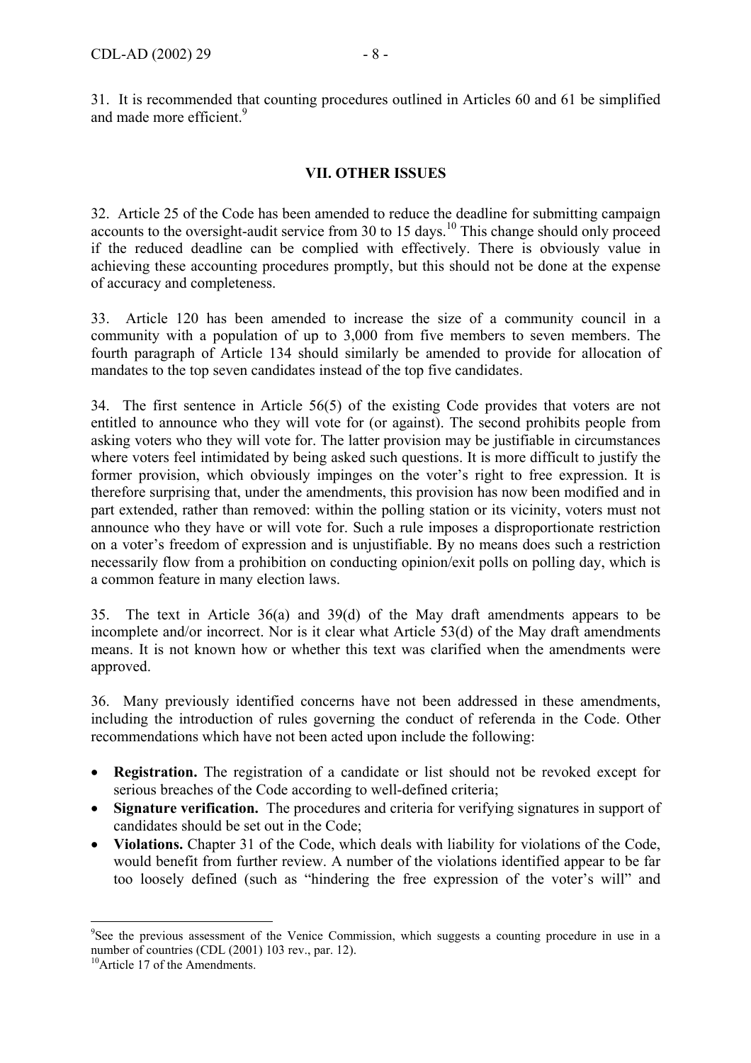31. It is recommended that counting procedures outlined in Articles 60 and 61 be simplified and made more efficient.[9]

## VII. OTHER ISSUES

32. Article 25 of the Code has been amended to reduce the deadline for submitting campaign accounts to the oversight-audit service from 30 to 15 days.[10] This change should only proceed if the reduced deadline can be complied with effectively. There is obviously value in achieving these accounting procedures promptly, but this should not be done at the expense of accuracy and completeness.

33. Article 120 has been amended to increase the size of a community council in a community with a population of up to 3,000 from five members to seven members. The fourth paragraph of Article 134 should similarly be amended to provide for allocation of mandates to the top seven candidates instead of the top five candidates.

34. The first sentence in Article 56(5) of the existing Code provides that voters are not entitled to announce who they will vote for (or against). The second prohibits people from asking voters who they will vote for. The latter provision may be justifiable in circumstances where voters feel intimidated by being asked such questions. It is more difficult to justify the former provision, which obviously impinges on the voter's right to free expression. It is therefore surprising that, under the amendments, this provision has now been modified and in part extended, rather than removed: within the polling station or its vicinity, voters must not announce who they have or will vote for. Such a rule imposes a disproportionate restriction on a voter's freedom of expression and is unjustifiable. By no means does such a restriction necessarily flow from a prohibition on conducting opinion/exit polls on polling day, which is a common feature in many election laws.

35. The text in Article 36(a) and 39(d) of the May draft amendments appears to be incomplete and/or incorrect. Nor is it clear what Article 53(d) of the May draft amendments means. It is not known how or whether this text was clarified when the amendments were approved.

36. Many previously identified concerns have not been addressed in these amendments, including the introduction of rules governing the conduct of referenda in the Code. Other recommendations which have not been acted upon include the following:

- **Registration.** The registration of a candidate or list should not be revoked except for serious breaches of the Code according to well-defined criteria;
- **Signature verification.** The procedures and criteria for verifying signatures in support of candidates should be set out in the Code;
- **Violations.** Chapter 31 of the Code, which deals with liability for violations of the Code, would benefit from further review. A number of the violations identified appear to be far too loosely defined (such as "hindering the free expression of the voter's will" and

---

[9] See the previous assessment of the Venice Commission, which suggests a counting procedure in use in a number of countries (CDL (2001) 103 rev., par. 12).

[10] Article 17 of the Amendments.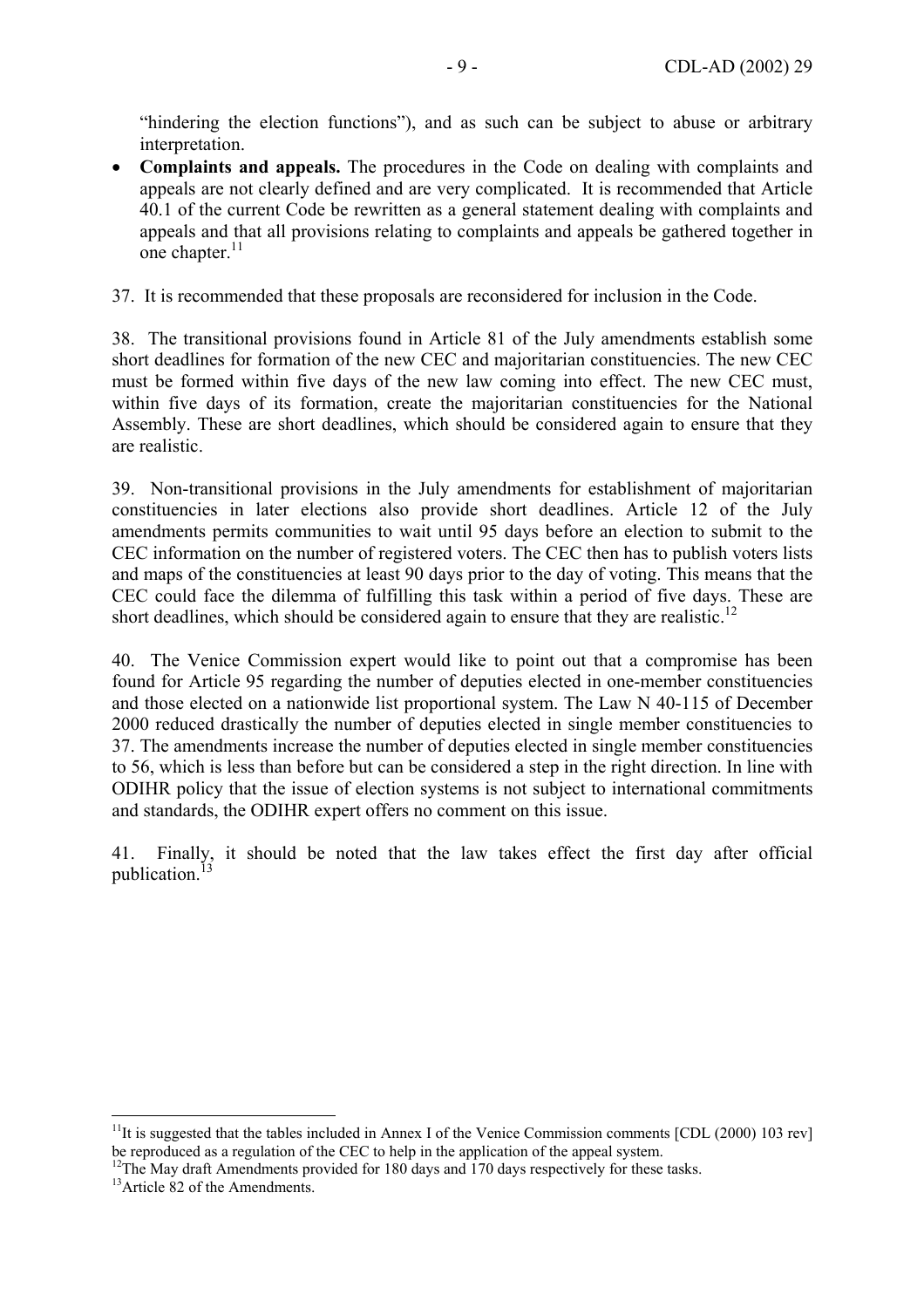"hindering the election functions"), and as such can be subject to abuse or arbitrary interpretation.

- **Complaints and appeals.** The procedures in the Code on dealing with complaints and appeals are not clearly defined and are very complicated. It is recommended that Article 40.1 of the current Code be rewritten as a general statement dealing with complaints and appeals and that all provisions relating to complaints and appeals be gathered together in one chapter.[11]

37. It is recommended that these proposals are reconsidered for inclusion in the Code.

38. The transitional provisions found in Article 81 of the July amendments establish some short deadlines for formation of the new CEC and majoritarian constituencies. The new CEC must be formed within five days of the new law coming into effect. The new CEC must, within five days of its formation, create the majoritarian constituencies for the National Assembly. These are short deadlines, which should be considered again to ensure that they are realistic.

39. Non-transitional provisions in the July amendments for establishment of majoritarian constituencies in later elections also provide short deadlines. Article 12 of the July amendments permits communities to wait until 95 days before an election to submit to the CEC information on the number of registered voters. The CEC then has to publish voters lists and maps of the constituencies at least 90 days prior to the day of voting. This means that the CEC could face the dilemma of fulfilling this task within a period of five days. These are short deadlines, which should be considered again to ensure that they are realistic.[12]

40. The Venice Commission expert would like to point out that a compromise has been found for Article 95 regarding the number of deputies elected in one-member constituencies and those elected on a nationwide list proportional system. The Law N 40-115 of December 2000 reduced drastically the number of deputies elected in single member constituencies to 37. The amendments increase the number of deputies elected in single member constituencies to 56, which is less than before but can be considered a step in the right direction. In line with ODIHR policy that the issue of election systems is not subject to international commitments and standards, the ODIHR expert offers no comment on this issue.

41. Finally, it should be noted that the law takes effect the first day after official publication.[13]

---

[11] It is suggested that the tables included in Annex I of the Venice Commission comments [CDL (2000) 103 rev] be reproduced as a regulation of the CEC to help in the application of the appeal system.

[12] The May draft Amendments provided for 180 days and 170 days respectively for these tasks.

[13] Article 82 of the Amendments.